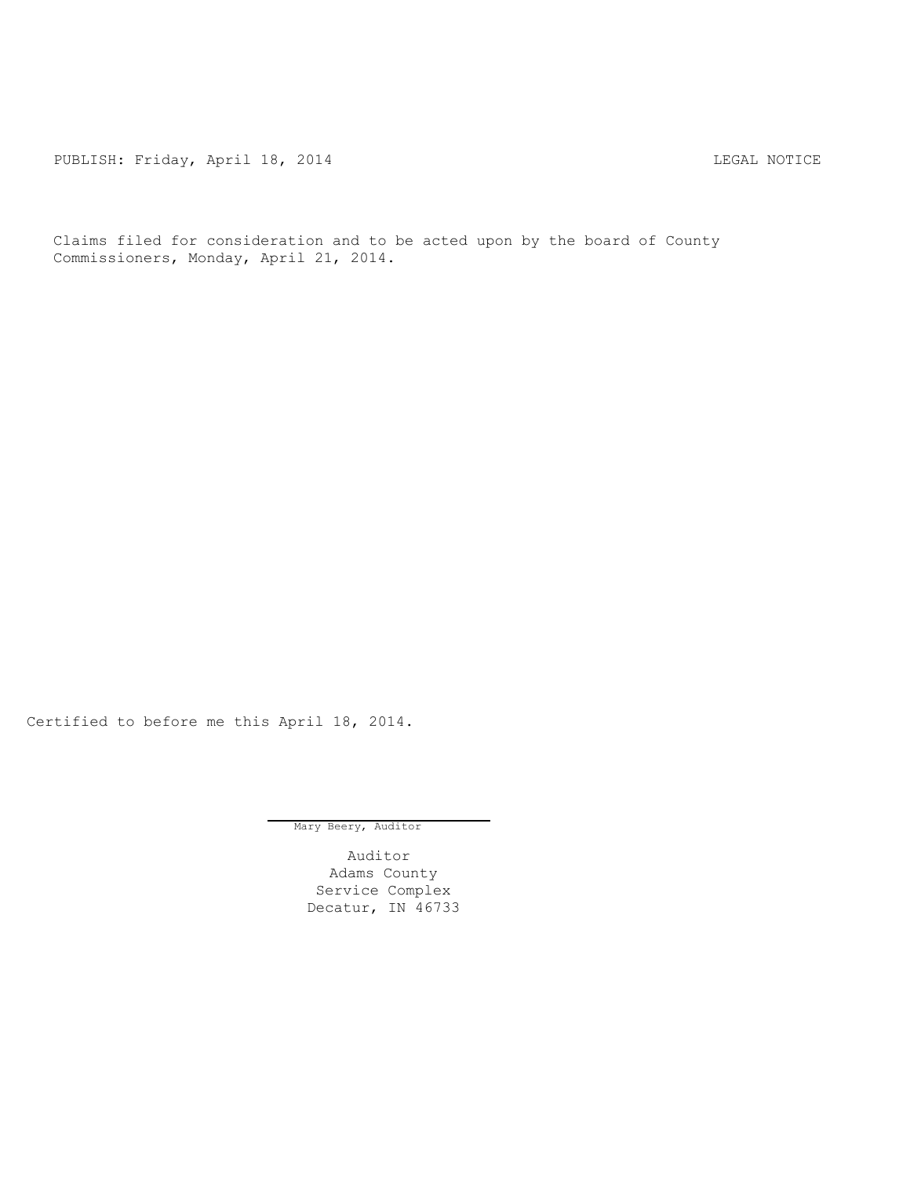PUBLISH: Friday, April 18, 2014 LEGAL NOTICE

Claims filed for consideration and to be acted upon by the board of County Commissioners, Monday, April 21, 2014.

Certified to before me this April 18, 2014.

Mary Beery, Auditor

Auditor
Adams County
Service Complex
Decatur, IN 46733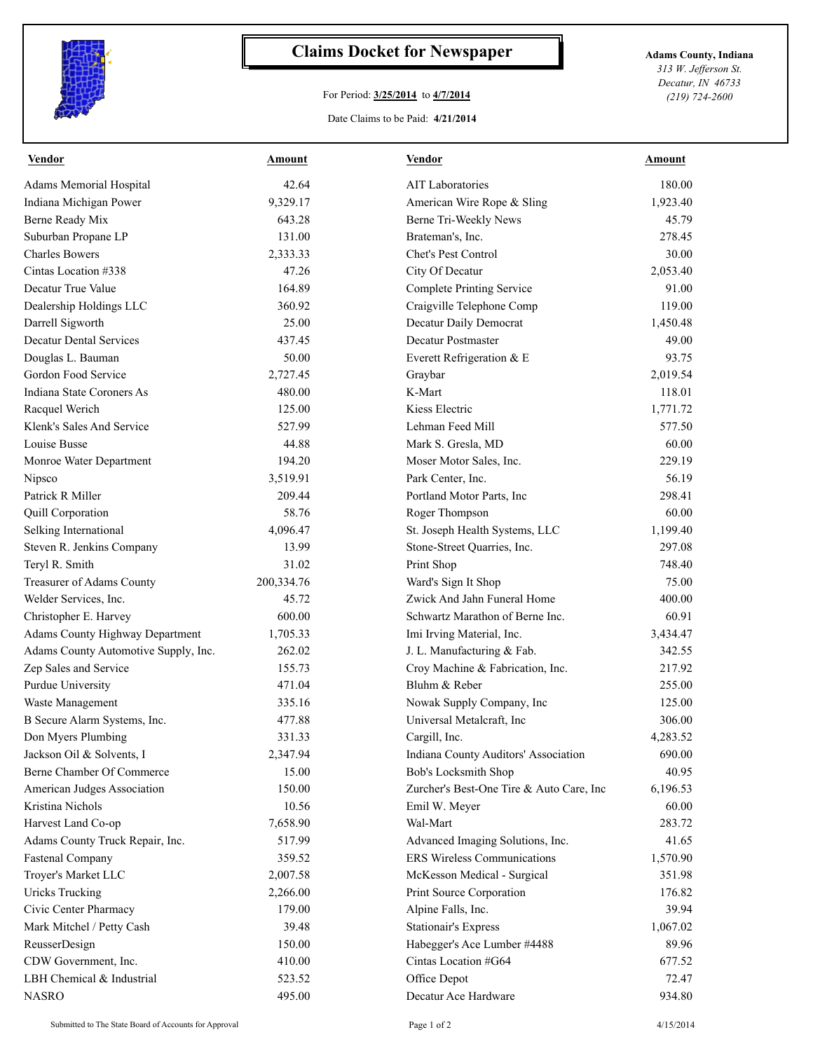# Claims Docket for Newspaper

For Period: **3/25/2014** to **4/7/2014**

Date Claims to be Paid: **4/21/2014**

**Adams County, Indiana**
*313 W. Jefferson St.*
*Decatur, IN 46733*
*(219) 724-2600*

| Vendor | Amount | Vendor | Amount |
|---|---|---|---|
| Adams Memorial Hospital | 42.64 | AIT Laboratories | 180.00 |
| Indiana Michigan Power | 9,329.17 | American Wire Rope & Sling | 1,923.40 |
| Berne Ready Mix | 643.28 | Berne Tri-Weekly News | 45.79 |
| Suburban Propane LP | 131.00 | Brateman's, Inc. | 278.45 |
| Charles Bowers | 2,333.33 | Chet's Pest Control | 30.00 |
| Cintas Location #338 | 47.26 | City Of Decatur | 2,053.40 |
| Decatur True Value | 164.89 | Complete Printing Service | 91.00 |
| Dealership Holdings LLC | 360.92 | Craigville Telephone Comp | 119.00 |
| Darrell Sigworth | 25.00 | Decatur Daily Democrat | 1,450.48 |
| Decatur Dental Services | 437.45 | Decatur Postmaster | 49.00 |
| Douglas L. Bauman | 50.00 | Everett Refrigeration & E | 93.75 |
| Gordon Food Service | 2,727.45 | Graybar | 2,019.54 |
| Indiana State Coroners As | 480.00 | K-Mart | 118.01 |
| Racquel Werich | 125.00 | Kiess Electric | 1,771.72 |
| Klenk's Sales And Service | 527.99 | Lehman Feed Mill | 577.50 |
| Louise Busse | 44.88 | Mark S. Gresla, MD | 60.00 |
| Monroe Water Department | 194.20 | Moser Motor Sales, Inc. | 229.19 |
| Nipsco | 3,519.91 | Park Center, Inc. | 56.19 |
| Patrick R Miller | 209.44 | Portland Motor Parts, Inc | 298.41 |
| Quill Corporation | 58.76 | Roger Thompson | 60.00 |
| Selking International | 4,096.47 | St. Joseph Health Systems, LLC | 1,199.40 |
| Steven R. Jenkins Company | 13.99 | Stone-Street Quarries, Inc. | 297.08 |
| Teryl R. Smith | 31.02 | Print Shop | 748.40 |
| Treasurer of Adams County | 200,334.76 | Ward's Sign It Shop | 75.00 |
| Welder Services, Inc. | 45.72 | Zwick And Jahn Funeral Home | 400.00 |
| Christopher E. Harvey | 600.00 | Schwartz Marathon of Berne Inc. | 60.91 |
| Adams County Highway Department | 1,705.33 | Imi Irving Material, Inc. | 3,434.47 |
| Adams County Automotive Supply, Inc. | 262.02 | J. L. Manufacturing & Fab. | 342.55 |
| Zep Sales and Service | 155.73 | Croy Machine & Fabrication, Inc. | 217.92 |
| Purdue University | 471.04 | Bluhm & Reber | 255.00 |
| Waste Management | 335.16 | Nowak Supply Company, Inc | 125.00 |
| B Secure Alarm Systems, Inc. | 477.88 | Universal Metalcraft, Inc | 306.00 |
| Don Myers Plumbing | 331.33 | Cargill, Inc. | 4,283.52 |
| Jackson Oil & Solvents, I | 2,347.94 | Indiana County Auditors' Association | 690.00 |
| Berne Chamber Of Commerce | 15.00 | Bob's Locksmith Shop | 40.95 |
| American Judges Association | 150.00 | Zurcher's Best-One Tire & Auto Care, Inc | 6,196.53 |
| Kristina Nichols | 10.56 | Emil W. Meyer | 60.00 |
| Harvest Land Co-op | 7,658.90 | Wal-Mart | 283.72 |
| Adams County Truck Repair, Inc. | 517.99 | Advanced Imaging Solutions, Inc. | 41.65 |
| Fastenal Company | 359.52 | ERS Wireless Communications | 1,570.90 |
| Troyer's Market LLC | 2,007.58 | McKesson Medical - Surgical | 351.98 |
| Uricks Trucking | 2,266.00 | Print Source Corporation | 176.82 |
| Civic Center Pharmacy | 179.00 | Alpine Falls, Inc. | 39.94 |
| Mark Mitchel / Petty Cash | 39.48 | Stationair's Express | 1,067.02 |
| ReusserDesign | 150.00 | Habegger's Ace Lumber #4488 | 89.96 |
| CDW Government, Inc. | 410.00 | Cintas Location #G64 | 677.52 |
| LBH Chemical & Industrial | 523.52 | Office Depot | 72.47 |
| NASRO | 495.00 | Decatur Ace Hardware | 934.80 |

Submitted to The State Board of Accounts for Approval — 4/15/2014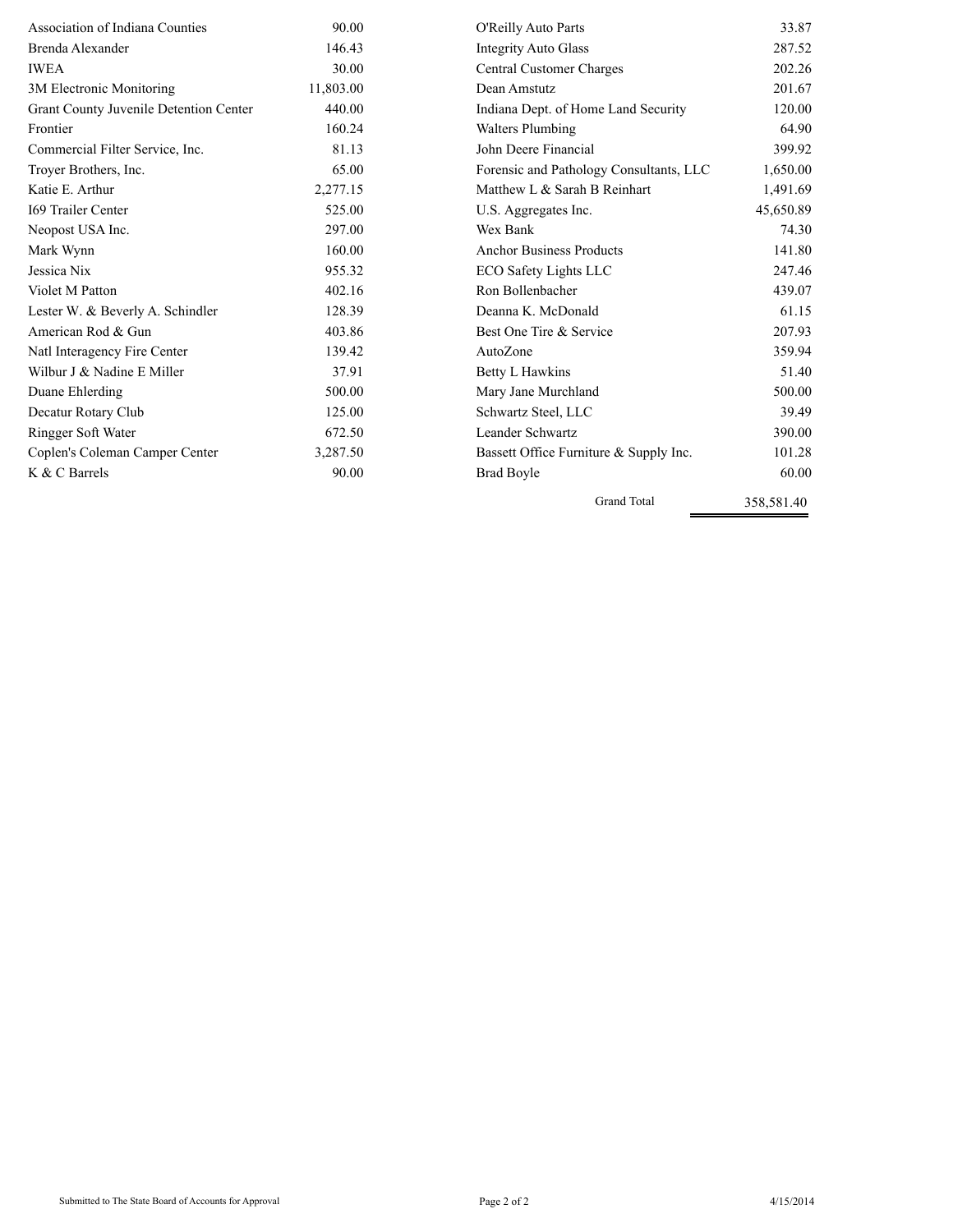| | | | |
|---|---|---|---|
| Association of Indiana Counties | 90.00 | O'Reilly Auto Parts | 33.87 |
| Brenda Alexander | 146.43 | Integrity Auto Glass | 287.52 |
| IWEA | 30.00 | Central Customer Charges | 202.26 |
| 3M Electronic Monitoring | 11,803.00 | Dean Amstutz | 201.67 |
| Grant County Juvenile Detention Center | 440.00 | Indiana Dept. of Home Land Security | 120.00 |
| Frontier | 160.24 | Walters Plumbing | 64.90 |
| Commercial Filter Service, Inc. | 81.13 | John Deere Financial | 399.92 |
| Troyer Brothers, Inc. | 65.00 | Forensic and Pathology Consultants, LLC | 1,650.00 |
| Katie E. Arthur | 2,277.15 | Matthew L & Sarah B Reinhart | 1,491.69 |
| I69 Trailer Center | 525.00 | U.S. Aggregates Inc. | 45,650.89 |
| Neopost USA Inc. | 297.00 | Wex Bank | 74.30 |
| Mark Wynn | 160.00 | Anchor Business Products | 141.80 |
| Jessica Nix | 955.32 | ECO Safety Lights LLC | 247.46 |
| Violet M Patton | 402.16 | Ron Bollenbacher | 439.07 |
| Lester W. & Beverly A. Schindler | 128.39 | Deanna K. McDonald | 61.15 |
| American Rod & Gun | 403.86 | Best One Tire & Service | 207.93 |
| Natl Interagency Fire Center | 139.42 | AutoZone | 359.94 |
| Wilbur J & Nadine E Miller | 37.91 | Betty L Hawkins | 51.40 |
| Duane Ehlerding | 500.00 | Mary Jane Murchland | 500.00 |
| Decatur Rotary Club | 125.00 | Schwartz Steel, LLC | 39.49 |
| Ringger Soft Water | 672.50 | Leander Schwartz | 390.00 |
| Coplen's Coleman Camper Center | 3,287.50 | Bassett Office Furniture & Supply Inc. | 101.28 |
| K & C Barrels | 90.00 | Brad Boyle | 60.00 |
| | | Grand Total | 358,581.40 |

Submitted to The State Board of Accounts for Approval

4/15/2014